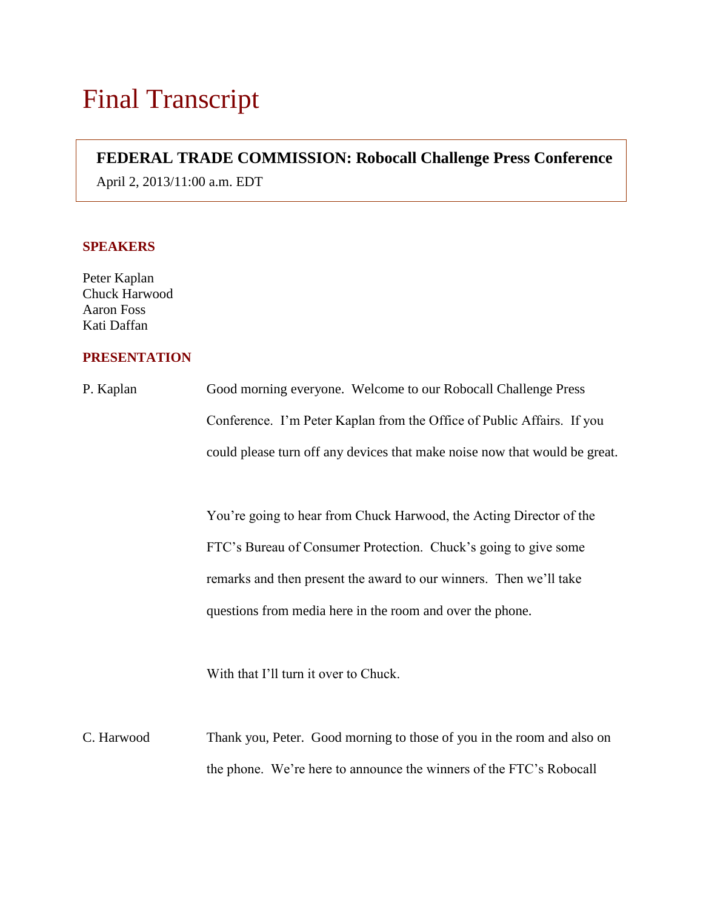# Final Transcript

**FEDERAL TRADE COMMISSION: Robocall Challenge Press Conference**

April 2, 2013/11:00 a.m. EDT

## SPEAKERS

Peter Kaplan
Chuck Harwood
Aaron Foss
Kati Daffan

## PRESENTATION

P. Kaplan: Good morning everyone. Welcome to our Robocall Challenge Press Conference. I'm Peter Kaplan from the Office of Public Affairs. If you could please turn off any devices that make noise now that would be great.

You're going to hear from Chuck Harwood, the Acting Director of the FTC's Bureau of Consumer Protection. Chuck's going to give some remarks and then present the award to our winners. Then we'll take questions from media here in the room and over the phone.

With that I'll turn it over to Chuck.

C. Harwood: Thank you, Peter. Good morning to those of you in the room and also on the phone. We're here to announce the winners of the FTC's Robocall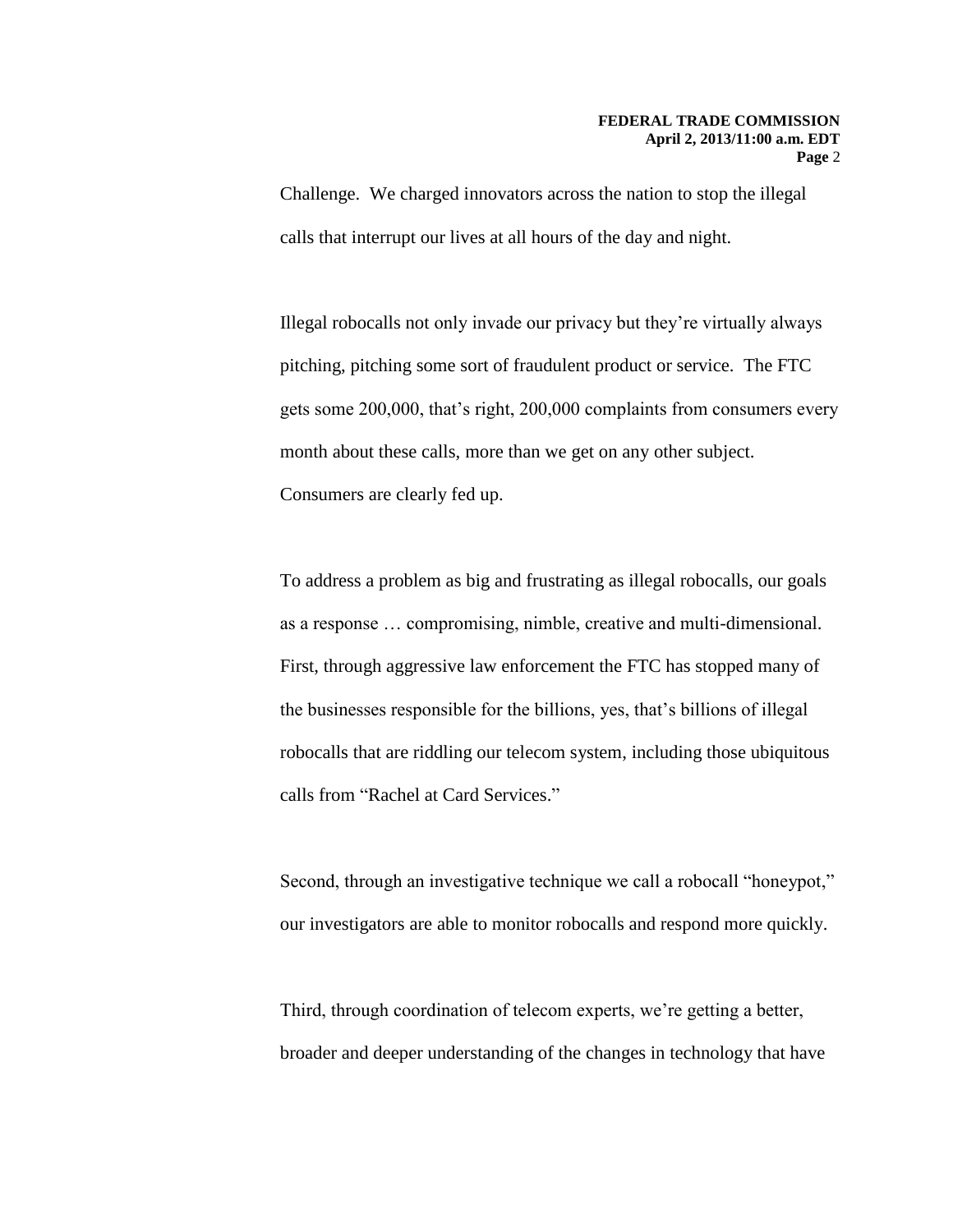Challenge. We charged innovators across the nation to stop the illegal calls that interrupt our lives at all hours of the day and night.

Illegal robocalls not only invade our privacy but they're virtually always pitching, pitching some sort of fraudulent product or service. The FTC gets some 200,000, that's right, 200,000 complaints from consumers every month about these calls, more than we get on any other subject. Consumers are clearly fed up.

To address a problem as big and frustrating as illegal robocalls, our goals as a response … compromising, nimble, creative and multi-dimensional. First, through aggressive law enforcement the FTC has stopped many of the businesses responsible for the billions, yes, that's billions of illegal robocalls that are riddling our telecom system, including those ubiquitous calls from "Rachel at Card Services."

Second, through an investigative technique we call a robocall "honeypot," our investigators are able to monitor robocalls and respond more quickly.

Third, through coordination of telecom experts, we're getting a better, broader and deeper understanding of the changes in technology that have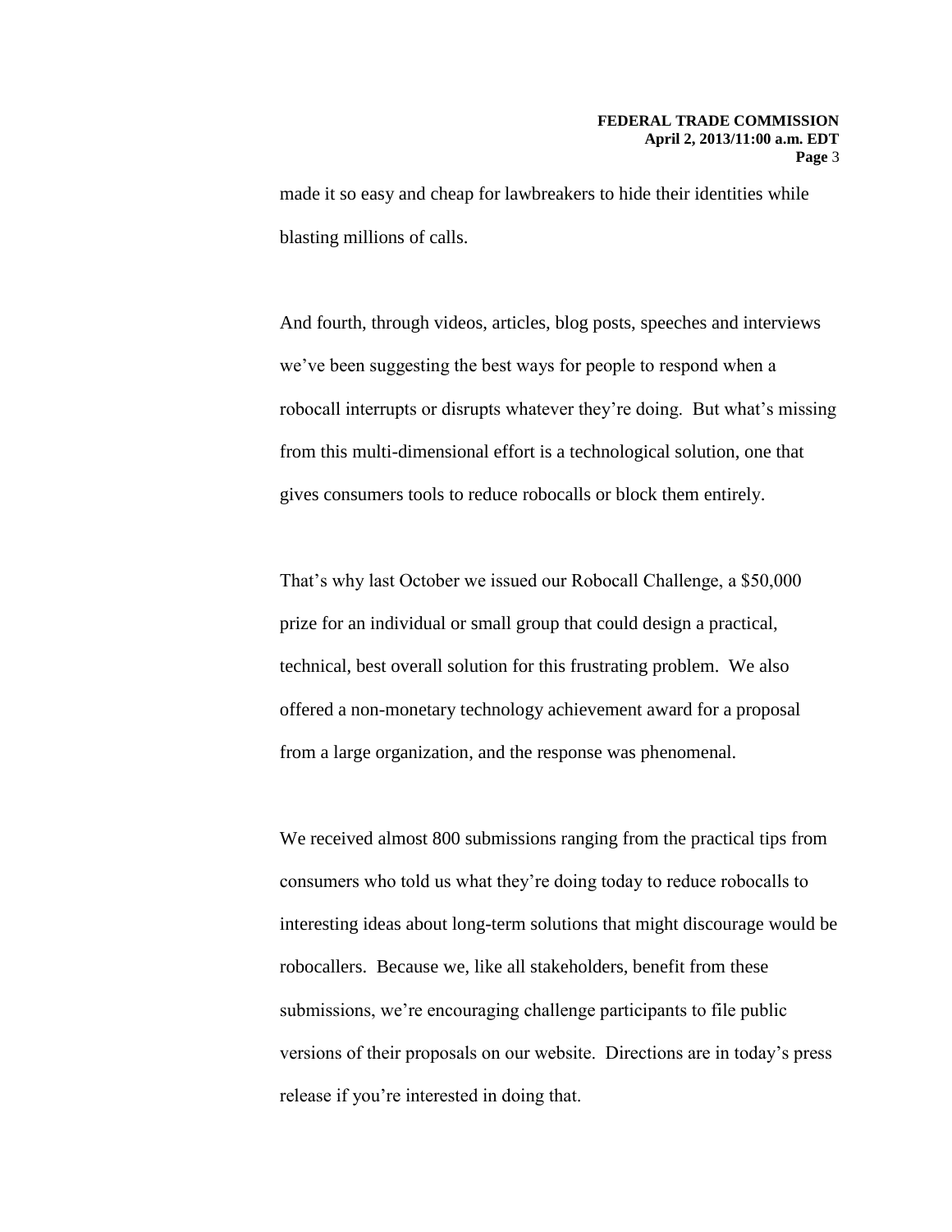made it so easy and cheap for lawbreakers to hide their identities while blasting millions of calls.

And fourth, through videos, articles, blog posts, speeches and interviews we've been suggesting the best ways for people to respond when a robocall interrupts or disrupts whatever they're doing. But what's missing from this multi-dimensional effort is a technological solution, one that gives consumers tools to reduce robocalls or block them entirely.

That's why last October we issued our Robocall Challenge, a $50,000 prize for an individual or small group that could design a practical, technical, best overall solution for this frustrating problem. We also offered a non-monetary technology achievement award for a proposal from a large organization, and the response was phenomenal.

We received almost 800 submissions ranging from the practical tips from consumers who told us what they're doing today to reduce robocalls to interesting ideas about long-term solutions that might discourage would be robocallers. Because we, like all stakeholders, benefit from these submissions, we're encouraging challenge participants to file public versions of their proposals on our website. Directions are in today's press release if you're interested in doing that.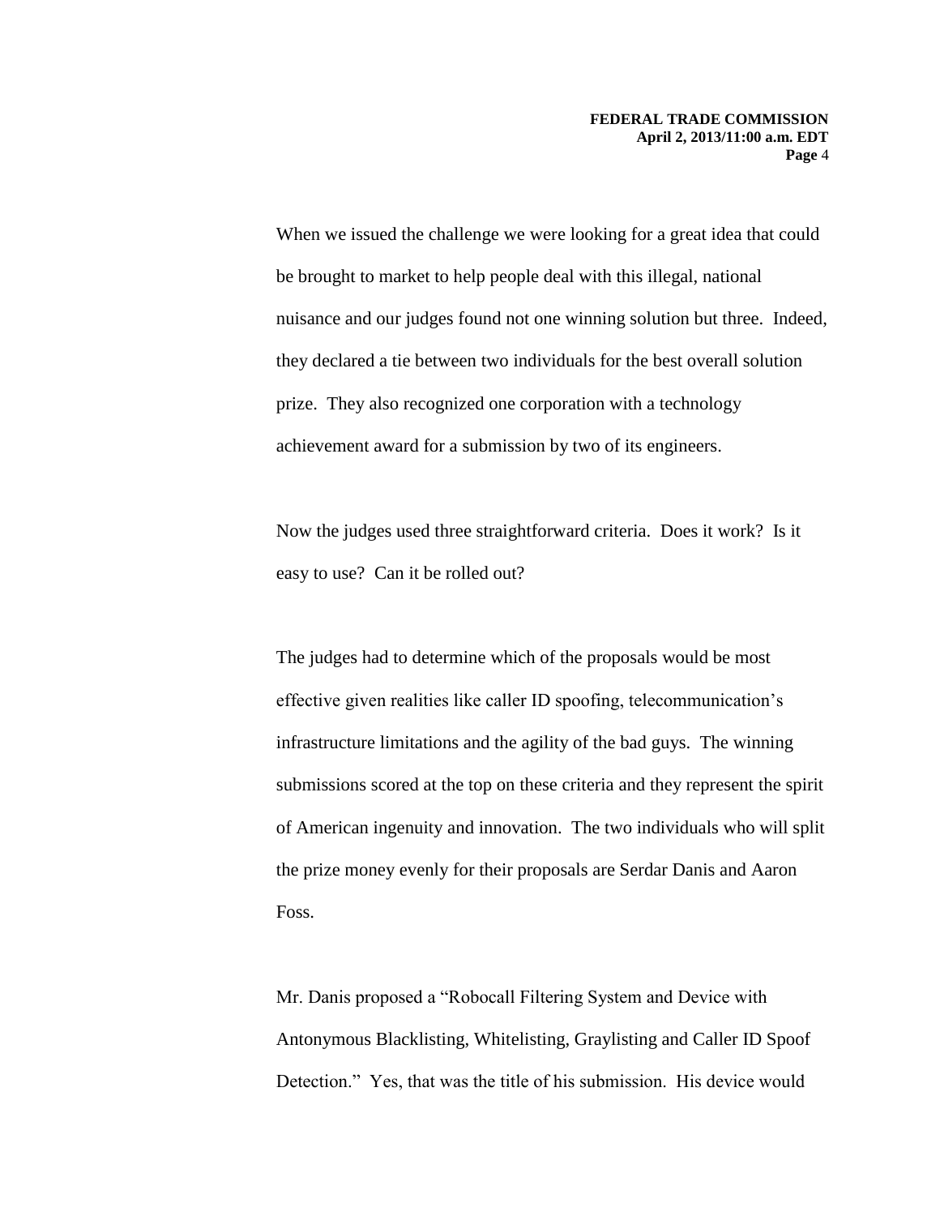When we issued the challenge we were looking for a great idea that could be brought to market to help people deal with this illegal, national nuisance and our judges found not one winning solution but three. Indeed, they declared a tie between two individuals for the best overall solution prize. They also recognized one corporation with a technology achievement award for a submission by two of its engineers.

Now the judges used three straightforward criteria. Does it work? Is it easy to use? Can it be rolled out?

The judges had to determine which of the proposals would be most effective given realities like caller ID spoofing, telecommunication's infrastructure limitations and the agility of the bad guys. The winning submissions scored at the top on these criteria and they represent the spirit of American ingenuity and innovation. The two individuals who will split the prize money evenly for their proposals are Serdar Danis and Aaron Foss.

Mr. Danis proposed a "Robocall Filtering System and Device with Antonymous Blacklisting, Whitelisting, Graylisting and Caller ID Spoof Detection." Yes, that was the title of his submission. His device would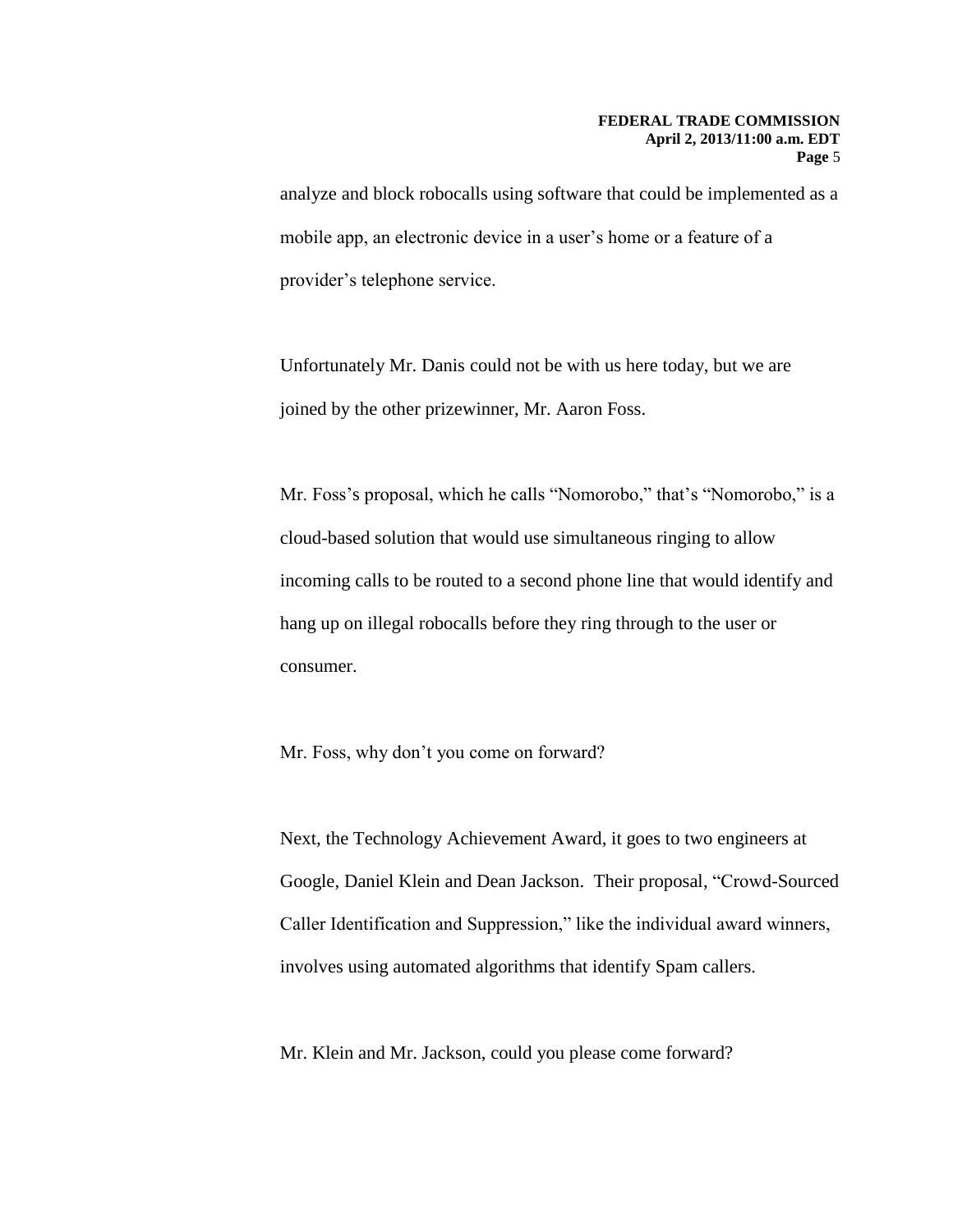analyze and block robocalls using software that could be implemented as a mobile app, an electronic device in a user's home or a feature of a provider's telephone service.

Unfortunately Mr. Danis could not be with us here today, but we are joined by the other prizewinner, Mr. Aaron Foss.

Mr. Foss's proposal, which he calls "Nomorobo," that's "Nomorobo," is a cloud-based solution that would use simultaneous ringing to allow incoming calls to be routed to a second phone line that would identify and hang up on illegal robocalls before they ring through to the user or consumer.

Mr. Foss, why don't you come on forward?

Next, the Technology Achievement Award, it goes to two engineers at Google, Daniel Klein and Dean Jackson. Their proposal, "Crowd-Sourced Caller Identification and Suppression," like the individual award winners, involves using automated algorithms that identify Spam callers.

Mr. Klein and Mr. Jackson, could you please come forward?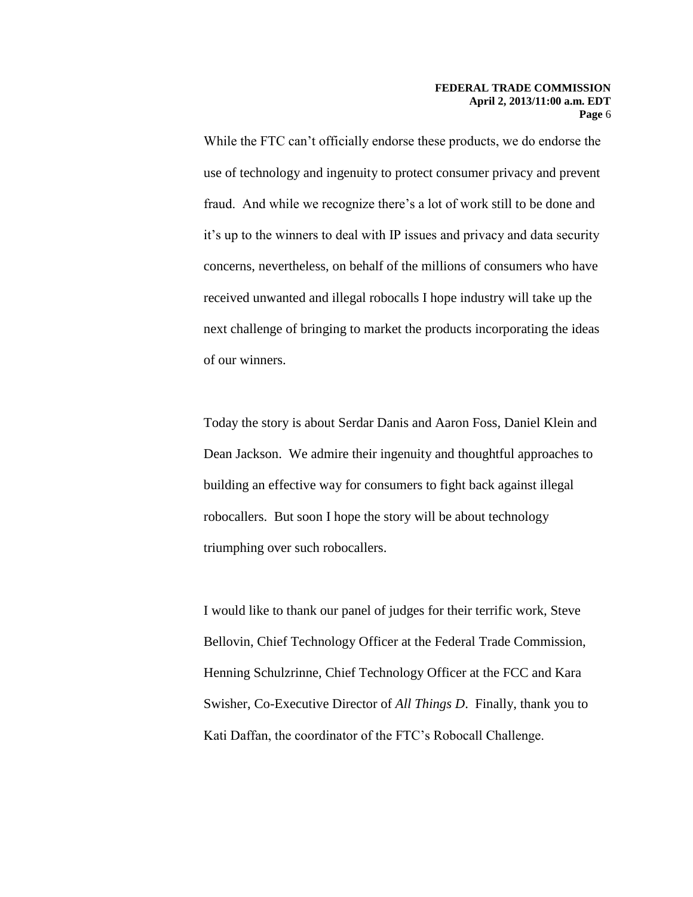While the FTC can't officially endorse these products, we do endorse the use of technology and ingenuity to protect consumer privacy and prevent fraud. And while we recognize there's a lot of work still to be done and it's up to the winners to deal with IP issues and privacy and data security concerns, nevertheless, on behalf of the millions of consumers who have received unwanted and illegal robocalls I hope industry will take up the next challenge of bringing to market the products incorporating the ideas of our winners.

Today the story is about Serdar Danis and Aaron Foss, Daniel Klein and Dean Jackson. We admire their ingenuity and thoughtful approaches to building an effective way for consumers to fight back against illegal robocallers. But soon I hope the story will be about technology triumphing over such robocallers.

I would like to thank our panel of judges for their terrific work, Steve Bellovin, Chief Technology Officer at the Federal Trade Commission, Henning Schulzrinne, Chief Technology Officer at the FCC and Kara Swisher, Co-Executive Director of *All Things D*. Finally, thank you to Kati Daffan, the coordinator of the FTC's Robocall Challenge.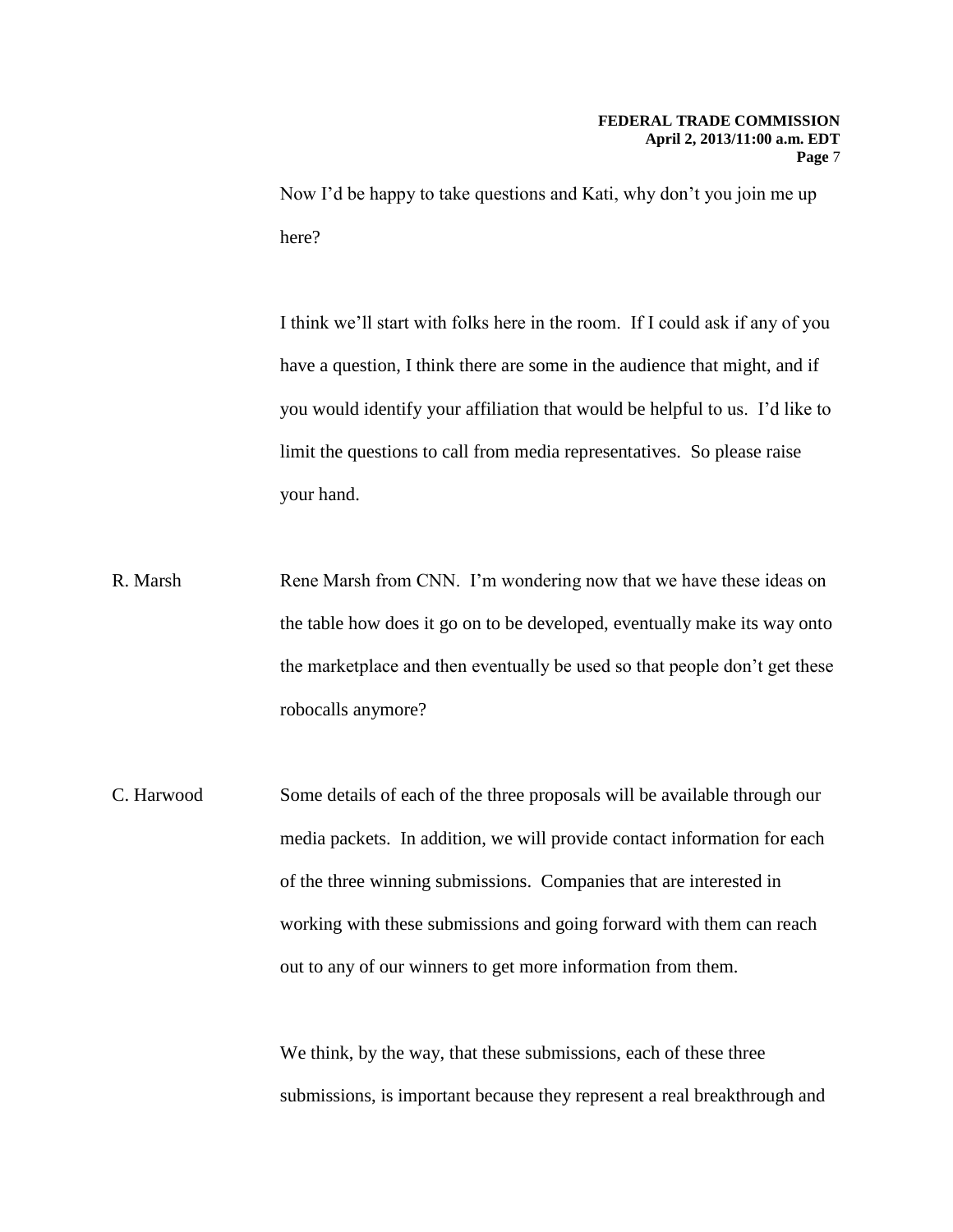Now I'd be happy to take questions and Kati, why don't you join me up here?

I think we'll start with folks here in the room. If I could ask if any of you have a question, I think there are some in the audience that might, and if you would identify your affiliation that would be helpful to us. I'd like to limit the questions to call from media representatives. So please raise your hand.

R. Marsh Rene Marsh from CNN. I'm wondering now that we have these ideas on the table how does it go on to be developed, eventually make its way onto the marketplace and then eventually be used so that people don't get these robocalls anymore?

C. Harwood Some details of each of the three proposals will be available through our media packets. In addition, we will provide contact information for each of the three winning submissions. Companies that are interested in working with these submissions and going forward with them can reach out to any of our winners to get more information from them.

We think, by the way, that these submissions, each of these three submissions, is important because they represent a real breakthrough and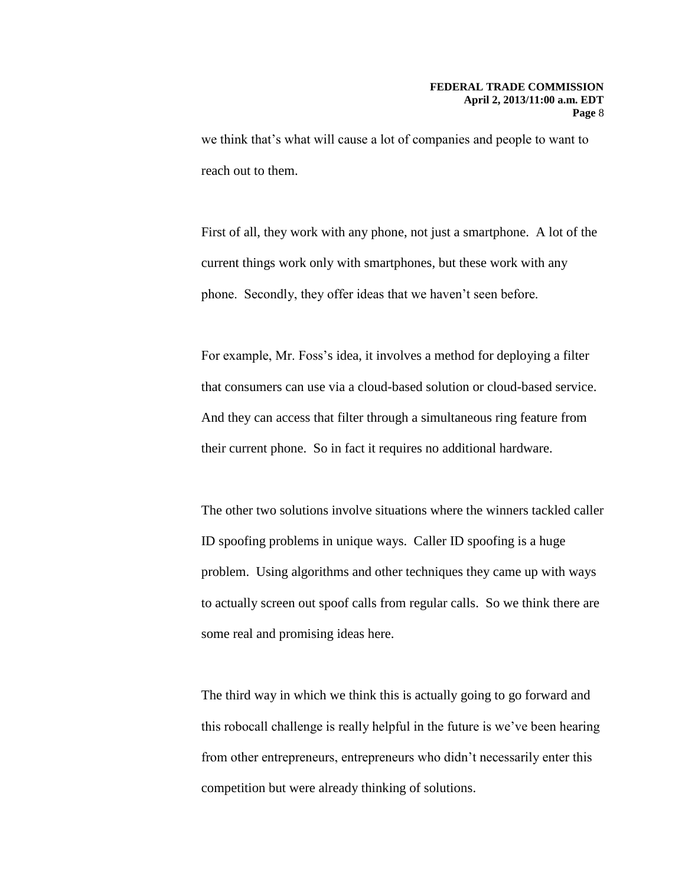we think that's what will cause a lot of companies and people to want to reach out to them.

First of all, they work with any phone, not just a smartphone. A lot of the current things work only with smartphones, but these work with any phone. Secondly, they offer ideas that we haven't seen before.

For example, Mr. Foss's idea, it involves a method for deploying a filter that consumers can use via a cloud-based solution or cloud-based service. And they can access that filter through a simultaneous ring feature from their current phone. So in fact it requires no additional hardware.

The other two solutions involve situations where the winners tackled caller ID spoofing problems in unique ways. Caller ID spoofing is a huge problem. Using algorithms and other techniques they came up with ways to actually screen out spoof calls from regular calls. So we think there are some real and promising ideas here.

The third way in which we think this is actually going to go forward and this robocall challenge is really helpful in the future is we've been hearing from other entrepreneurs, entrepreneurs who didn't necessarily enter this competition but were already thinking of solutions.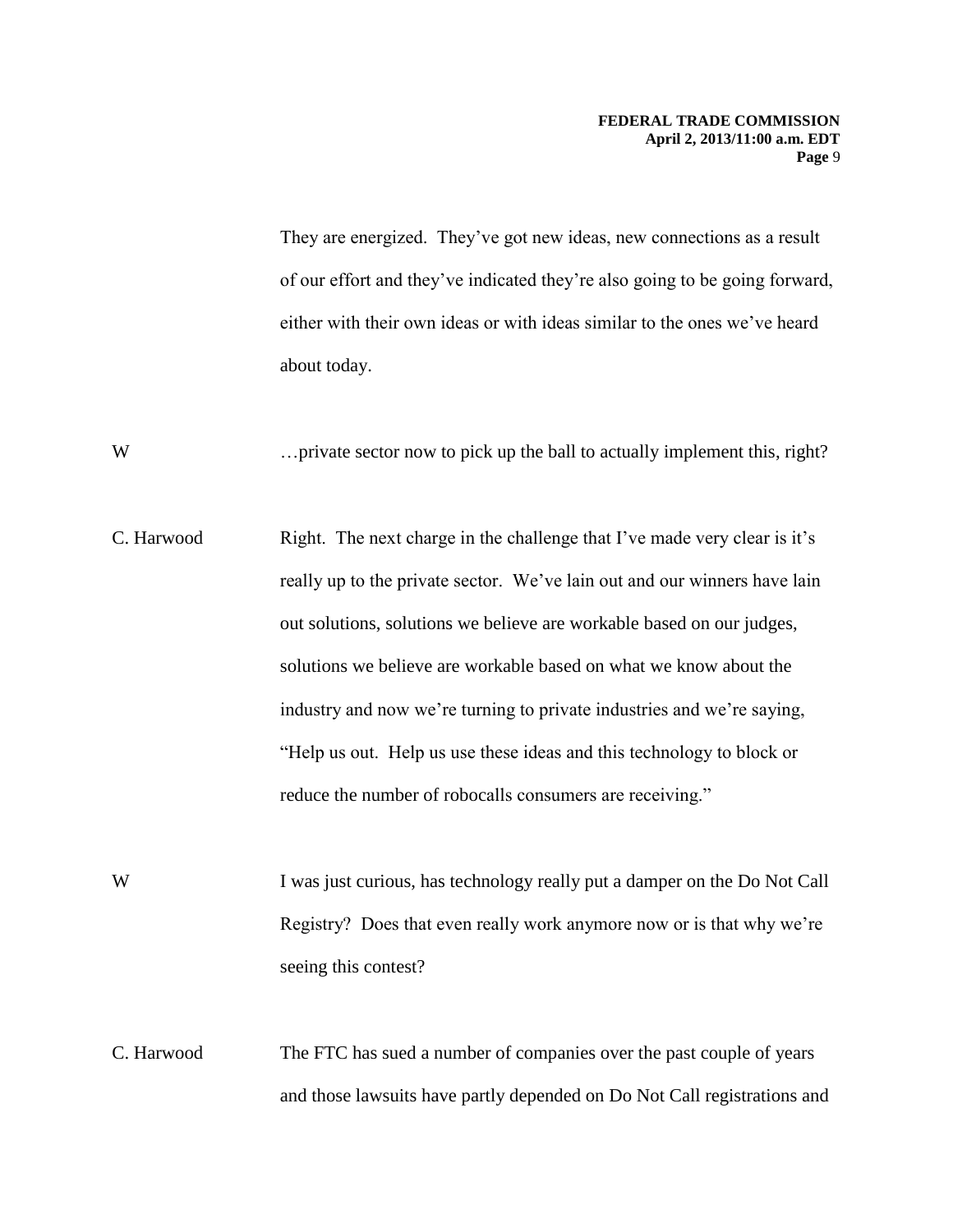They are energized. They've got new ideas, new connections as a result of our effort and they've indicated they're also going to be going forward, either with their own ideas or with ideas similar to the ones we've heard about today.

W …private sector now to pick up the ball to actually implement this, right?

C. Harwood Right. The next charge in the challenge that I've made very clear is it's really up to the private sector. We've lain out and our winners have lain out solutions, solutions we believe are workable based on our judges, solutions we believe are workable based on what we know about the industry and now we're turning to private industries and we're saying, "Help us out. Help us use these ideas and this technology to block or reduce the number of robocalls consumers are receiving."

W I was just curious, has technology really put a damper on the Do Not Call Registry? Does that even really work anymore now or is that why we're seeing this contest?

C. Harwood The FTC has sued a number of companies over the past couple of years and those lawsuits have partly depended on Do Not Call registrations and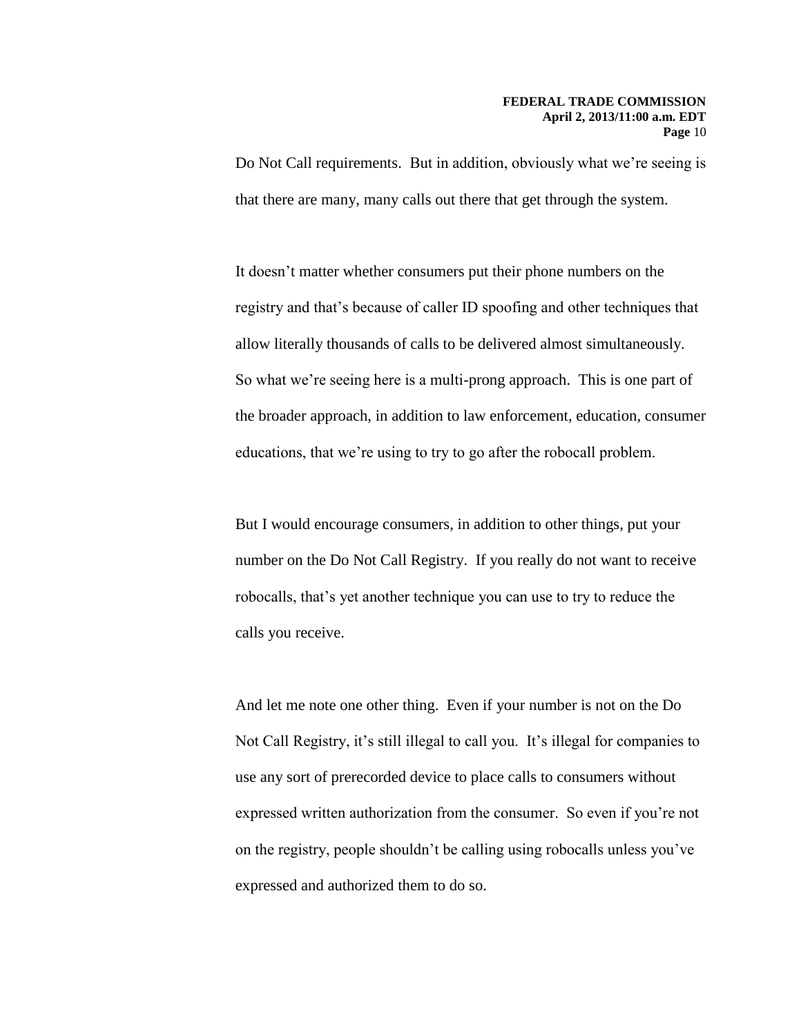Do Not Call requirements. But in addition, obviously what we're seeing is that there are many, many calls out there that get through the system.

It doesn't matter whether consumers put their phone numbers on the registry and that's because of caller ID spoofing and other techniques that allow literally thousands of calls to be delivered almost simultaneously. So what we're seeing here is a multi-prong approach. This is one part of the broader approach, in addition to law enforcement, education, consumer educations, that we're using to try to go after the robocall problem.

But I would encourage consumers, in addition to other things, put your number on the Do Not Call Registry. If you really do not want to receive robocalls, that's yet another technique you can use to try to reduce the calls you receive.

And let me note one other thing. Even if your number is not on the Do Not Call Registry, it's still illegal to call you. It's illegal for companies to use any sort of prerecorded device to place calls to consumers without expressed written authorization from the consumer. So even if you're not on the registry, people shouldn't be calling using robocalls unless you've expressed and authorized them to do so.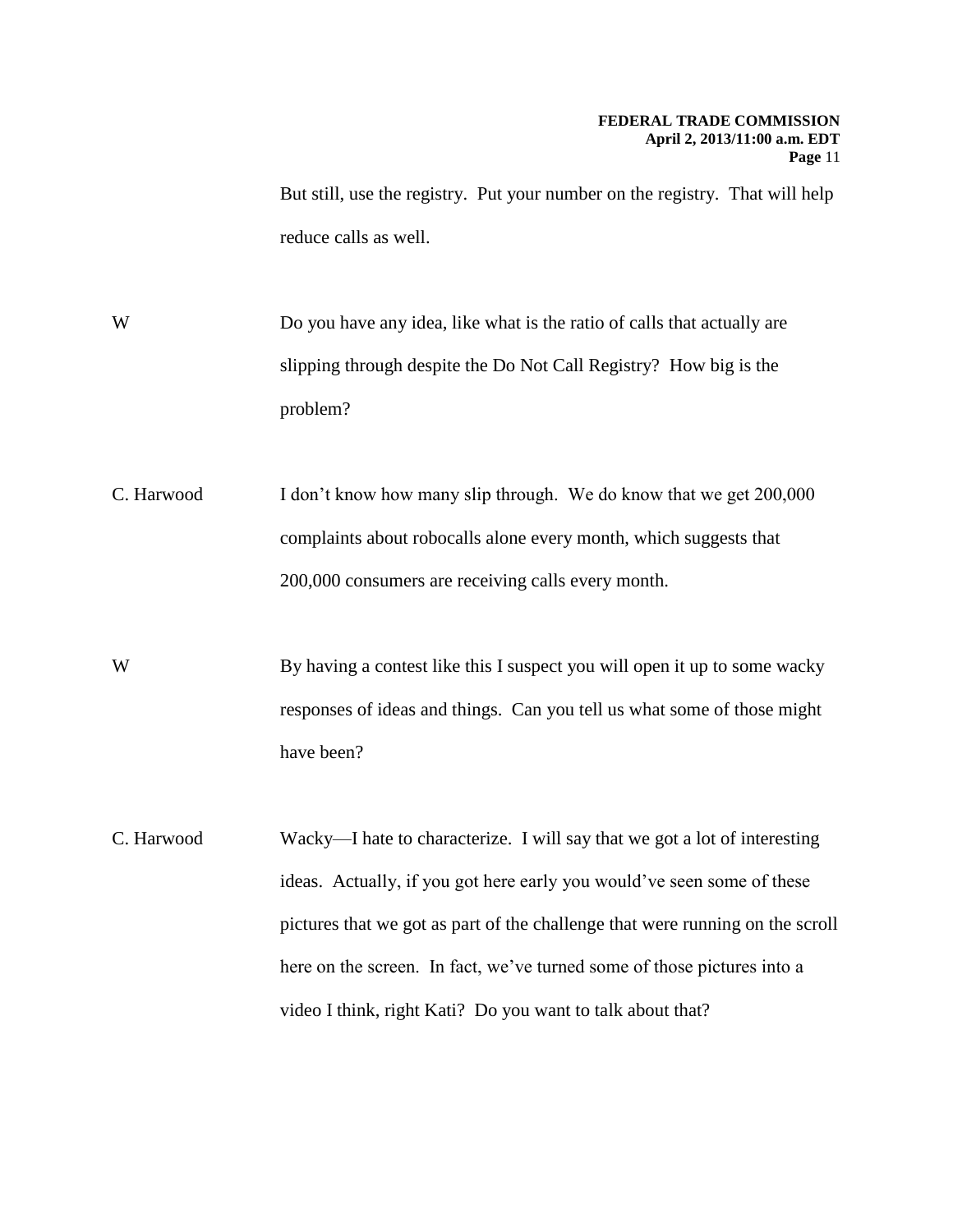But still, use the registry. Put your number on the registry. That will help reduce calls as well.

W Do you have any idea, like what is the ratio of calls that actually are slipping through despite the Do Not Call Registry? How big is the problem?

C. Harwood I don't know how many slip through. We do know that we get 200,000 complaints about robocalls alone every month, which suggests that 200,000 consumers are receiving calls every month.

W By having a contest like this I suspect you will open it up to some wacky responses of ideas and things. Can you tell us what some of those might have been?

C. Harwood Wacky—I hate to characterize. I will say that we got a lot of interesting ideas. Actually, if you got here early you would've seen some of these pictures that we got as part of the challenge that were running on the scroll here on the screen. In fact, we've turned some of those pictures into a video I think, right Kati? Do you want to talk about that?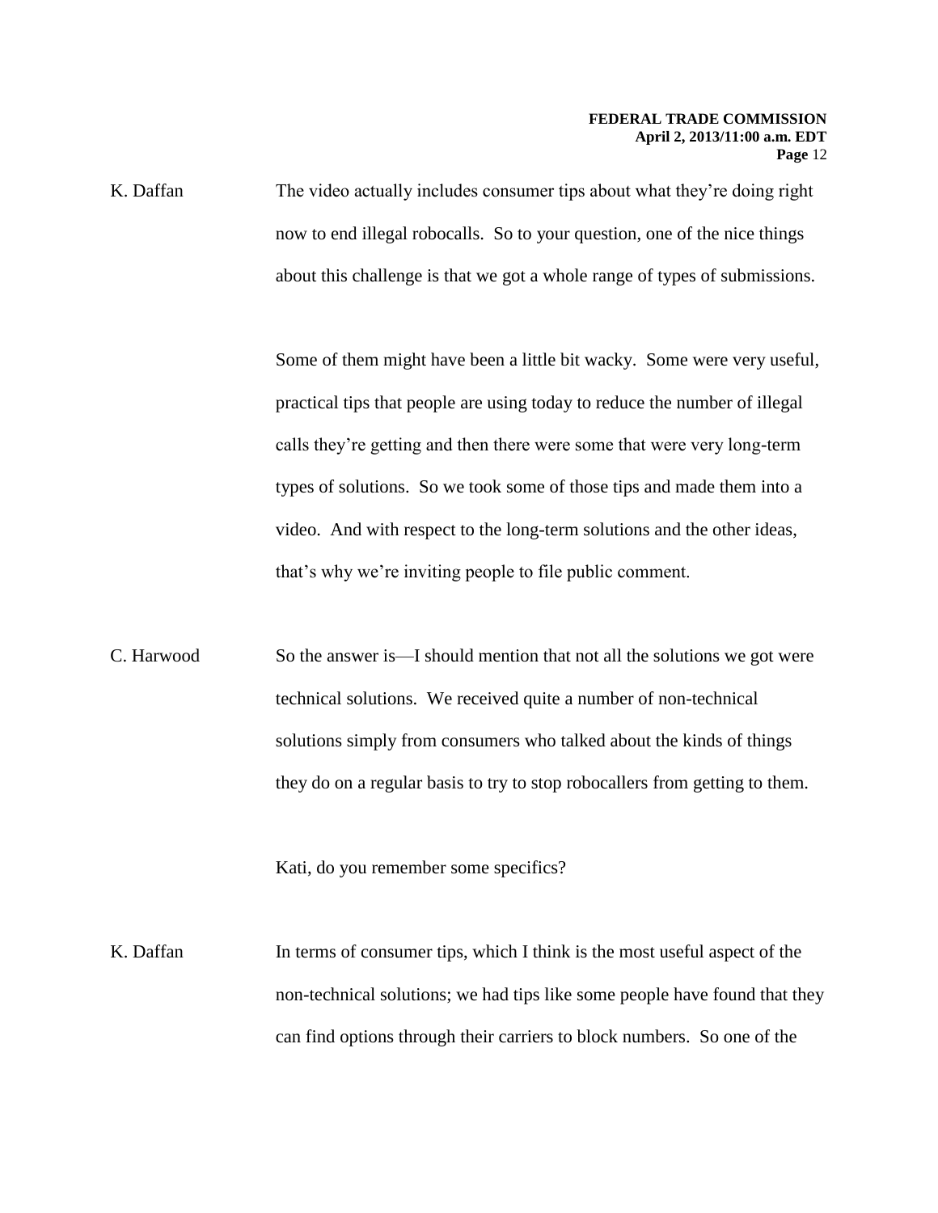K. Daffan The video actually includes consumer tips about what they're doing right now to end illegal robocalls. So to your question, one of the nice things about this challenge is that we got a whole range of types of submissions.

Some of them might have been a little bit wacky. Some were very useful, practical tips that people are using today to reduce the number of illegal calls they're getting and then there were some that were very long-term types of solutions. So we took some of those tips and made them into a video. And with respect to the long-term solutions and the other ideas, that's why we're inviting people to file public comment.

C. Harwood So the answer is—I should mention that not all the solutions we got were technical solutions. We received quite a number of non-technical solutions simply from consumers who talked about the kinds of things they do on a regular basis to try to stop robocallers from getting to them.

Kati, do you remember some specifics?

K. Daffan In terms of consumer tips, which I think is the most useful aspect of the non-technical solutions; we had tips like some people have found that they can find options through their carriers to block numbers. So one of the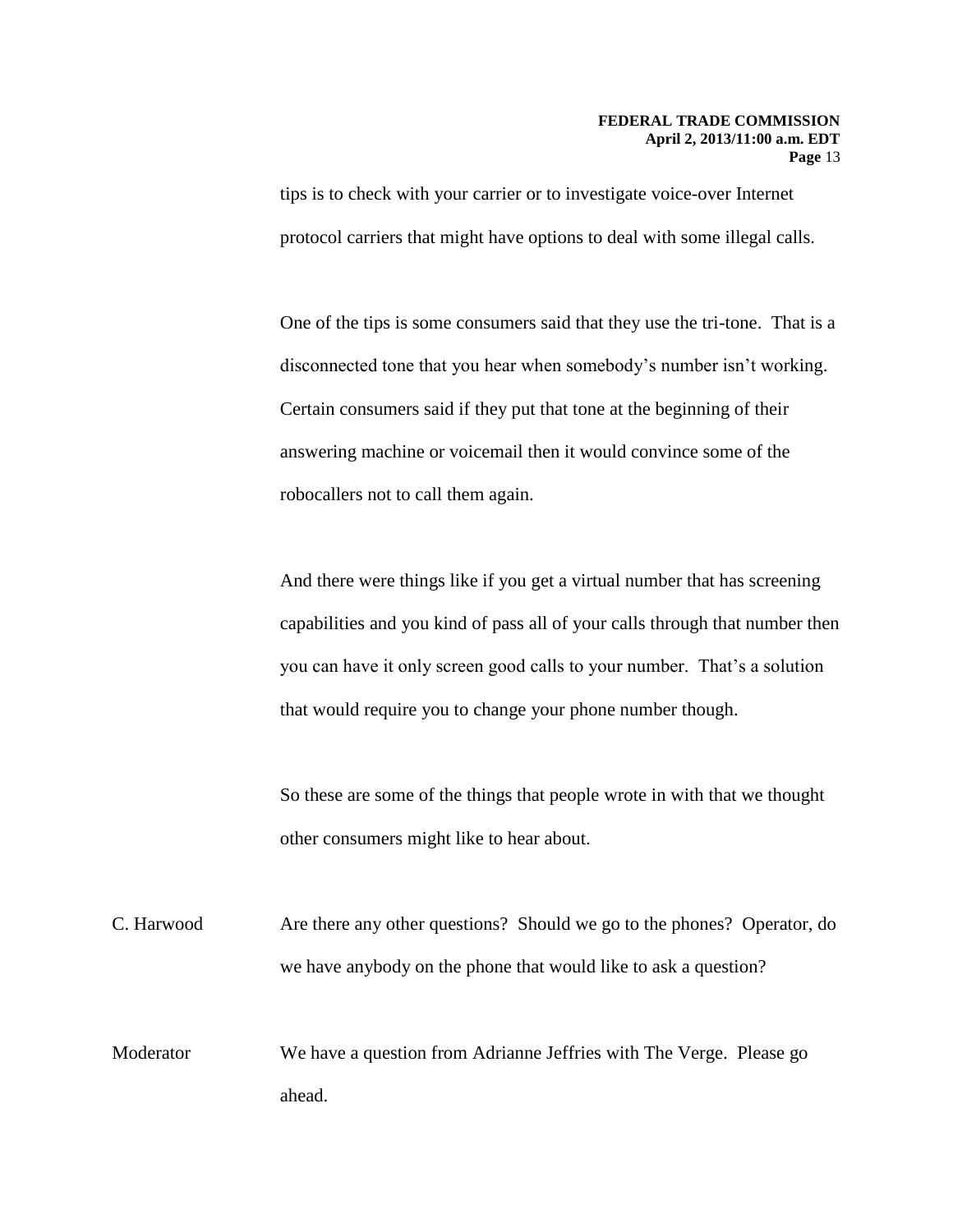tips is to check with your carrier or to investigate voice-over Internet protocol carriers that might have options to deal with some illegal calls.

One of the tips is some consumers said that they use the tri-tone. That is a disconnected tone that you hear when somebody's number isn't working. Certain consumers said if they put that tone at the beginning of their answering machine or voicemail then it would convince some of the robocallers not to call them again.

And there were things like if you get a virtual number that has screening capabilities and you kind of pass all of your calls through that number then you can have it only screen good calls to your number. That's a solution that would require you to change your phone number though.

So these are some of the things that people wrote in with that we thought other consumers might like to hear about.

C. Harwood: Are there any other questions? Should we go to the phones? Operator, do we have anybody on the phone that would like to ask a question?

Moderator: We have a question from Adrianne Jeffries with The Verge. Please go ahead.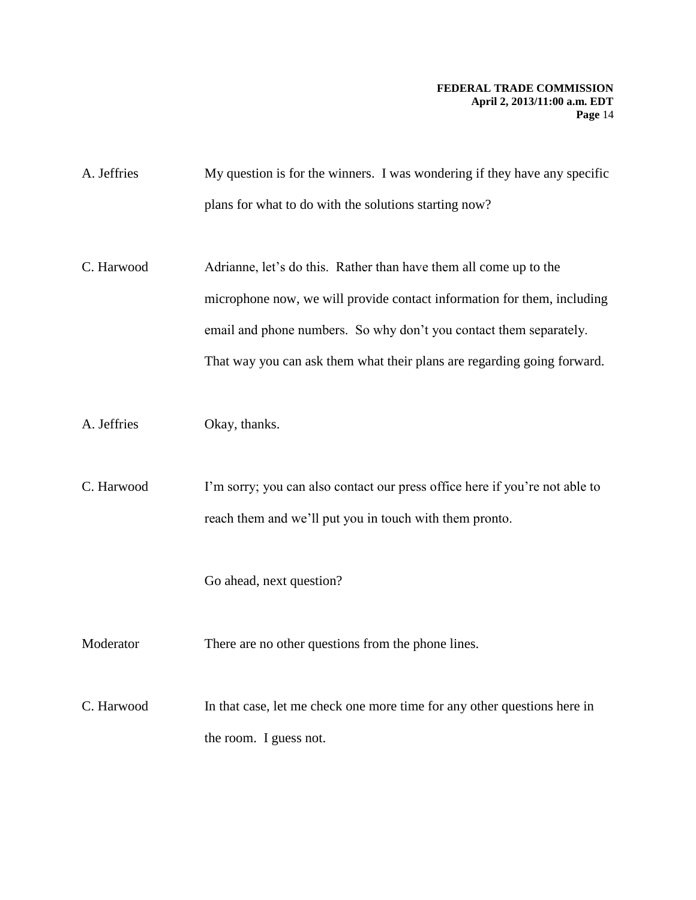A. Jeffries My question is for the winners. I was wondering if they have any specific plans for what to do with the solutions starting now?

C. Harwood Adrianne, let's do this. Rather than have them all come up to the microphone now, we will provide contact information for them, including email and phone numbers. So why don't you contact them separately. That way you can ask them what their plans are regarding going forward.

A. Jeffries Okay, thanks.

C. Harwood I'm sorry; you can also contact our press office here if you're not able to reach them and we'll put you in touch with them pronto.

Go ahead, next question?

Moderator There are no other questions from the phone lines.

C. Harwood In that case, let me check one more time for any other questions here in the room. I guess not.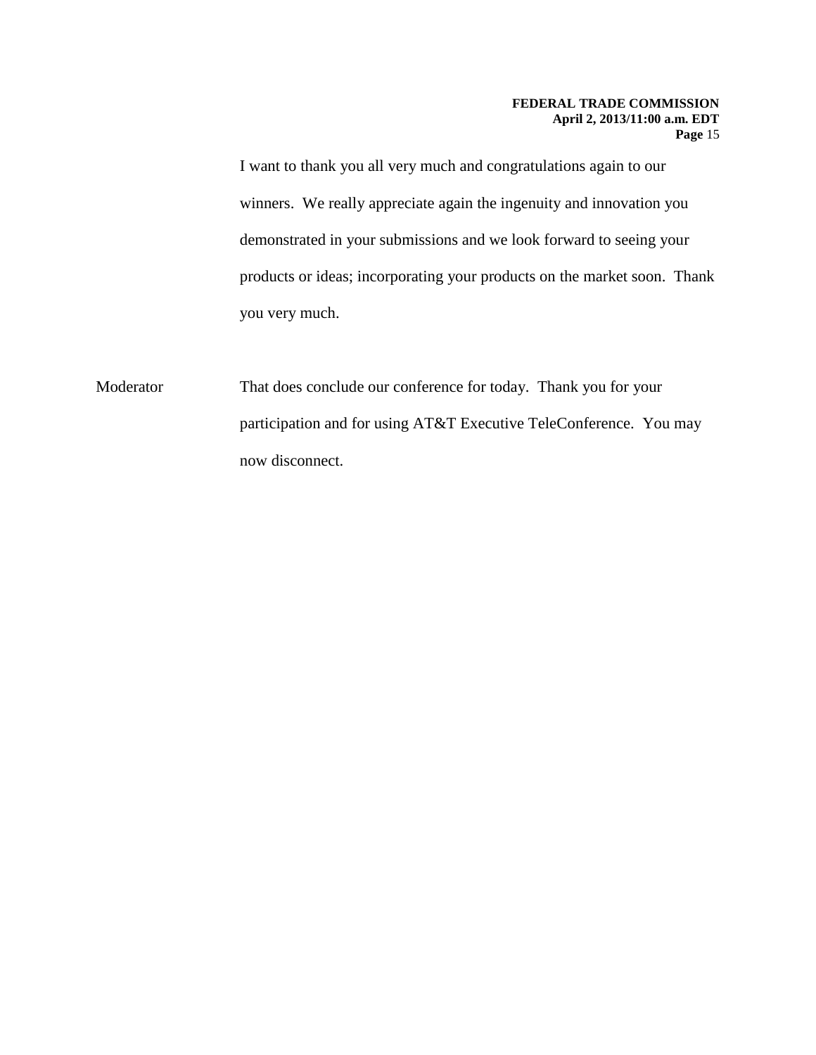I want to thank you all very much and congratulations again to our winners. We really appreciate again the ingenuity and innovation you demonstrated in your submissions and we look forward to seeing your products or ideas; incorporating your products on the market soon. Thank you very much.

Moderator That does conclude our conference for today. Thank you for your participation and for using AT&T Executive TeleConference. You may now disconnect.